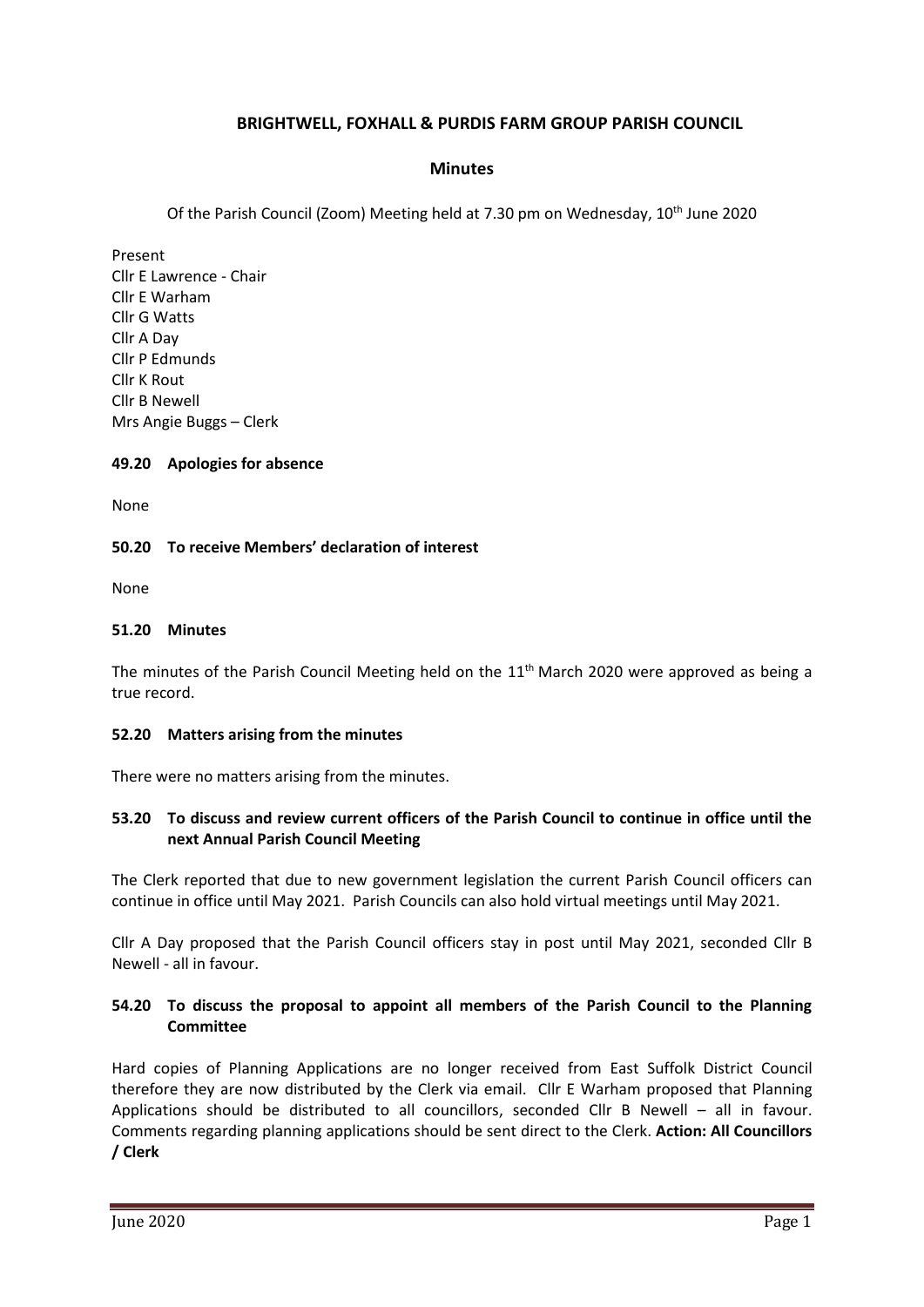# BRIGHTWELL, FOXHALL & PURDIS FARM GROUP PARISH COUNCIL

## Minutes

Of the Parish Council (Zoom) Meeting held at 7.30 pm on Wednesday, 10th June 2020

Present
Cllr E Lawrence - Chair
Cllr E Warham
Cllr G Watts
Cllr A Day
Cllr P Edmunds
Cllr K Rout
Cllr B Newell
Mrs Angie Buggs – Clerk

### 49.20 Apologies for absence

None

### 50.20 To receive Members' declaration of interest

None

### 51.20 Minutes

The minutes of the Parish Council Meeting held on the 11th March 2020 were approved as being a true record.

### 52.20 Matters arising from the minutes

There were no matters arising from the minutes.

### 53.20 To discuss and review current officers of the Parish Council to continue in office until the next Annual Parish Council Meeting

The Clerk reported that due to new government legislation the current Parish Council officers can continue in office until May 2021. Parish Councils can also hold virtual meetings until May 2021.

Cllr A Day proposed that the Parish Council officers stay in post until May 2021, seconded Cllr B Newell - all in favour.

### 54.20 To discuss the proposal to appoint all members of the Parish Council to the Planning Committee

Hard copies of Planning Applications are no longer received from East Suffolk District Council therefore they are now distributed by the Clerk via email. Cllr E Warham proposed that Planning Applications should be distributed to all councillors, seconded Cllr B Newell – all in favour. Comments regarding planning applications should be sent direct to the Clerk. **Action: All Councillors / Clerk**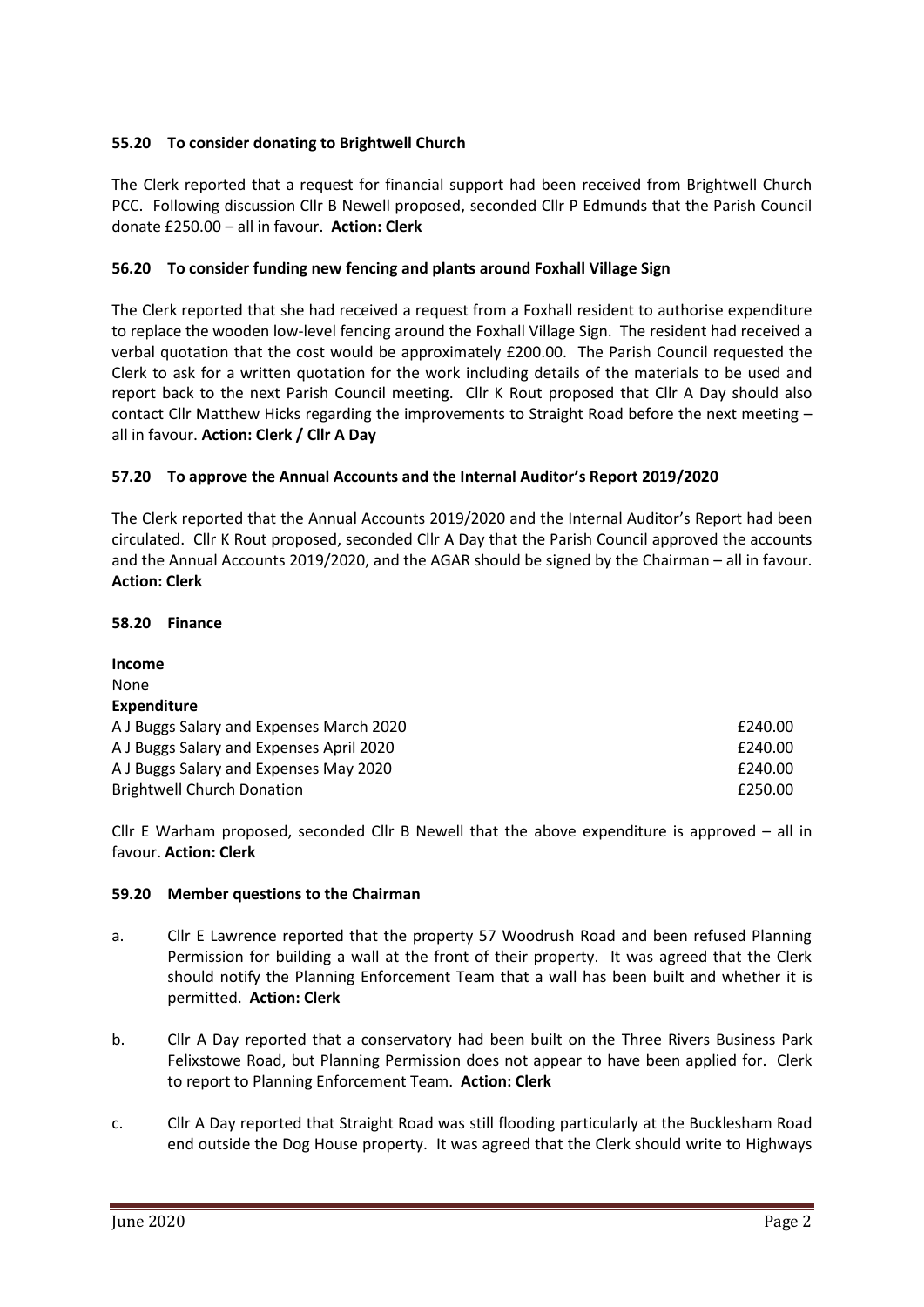### 55.20 To consider donating to Brightwell Church

The Clerk reported that a request for financial support had been received from Brightwell Church PCC. Following discussion Cllr B Newell proposed, seconded Cllr P Edmunds that the Parish Council donate £250.00 – all in favour. **Action: Clerk**

### 56.20 To consider funding new fencing and plants around Foxhall Village Sign

The Clerk reported that she had received a request from a Foxhall resident to authorise expenditure to replace the wooden low-level fencing around the Foxhall Village Sign. The resident had received a verbal quotation that the cost would be approximately £200.00. The Parish Council requested the Clerk to ask for a written quotation for the work including details of the materials to be used and report back to the next Parish Council meeting. Cllr K Rout proposed that Cllr A Day should also contact Cllr Matthew Hicks regarding the improvements to Straight Road before the next meeting – all in favour. **Action: Clerk / Cllr A Day**

### 57.20 To approve the Annual Accounts and the Internal Auditor's Report 2019/2020

The Clerk reported that the Annual Accounts 2019/2020 and the Internal Auditor's Report had been circulated. Cllr K Rout proposed, seconded Cllr A Day that the Parish Council approved the accounts and the Annual Accounts 2019/2020, and the AGAR should be signed by the Chairman – all in favour. **Action: Clerk**

### 58.20 Finance

**Income**
None

**Expenditure**

| | |
|---|---|
| A J Buggs Salary and Expenses March 2020 | £240.00 |
| A J Buggs Salary and Expenses April 2020 | £240.00 |
| A J Buggs Salary and Expenses May 2020 | £240.00 |
| Brightwell Church Donation | £250.00 |

Cllr E Warham proposed, seconded Cllr B Newell that the above expenditure is approved – all in favour. **Action: Clerk**

### 59.20 Member questions to the Chairman

a. Cllr E Lawrence reported that the property 57 Woodrush Road and been refused Planning Permission for building a wall at the front of their property. It was agreed that the Clerk should notify the Planning Enforcement Team that a wall has been built and whether it is permitted. **Action: Clerk**

b. Cllr A Day reported that a conservatory had been built on the Three Rivers Business Park Felixstowe Road, but Planning Permission does not appear to have been applied for. Clerk to report to Planning Enforcement Team. **Action: Clerk**

c. Cllr A Day reported that Straight Road was still flooding particularly at the Bucklesham Road end outside the Dog House property. It was agreed that the Clerk should write to Highways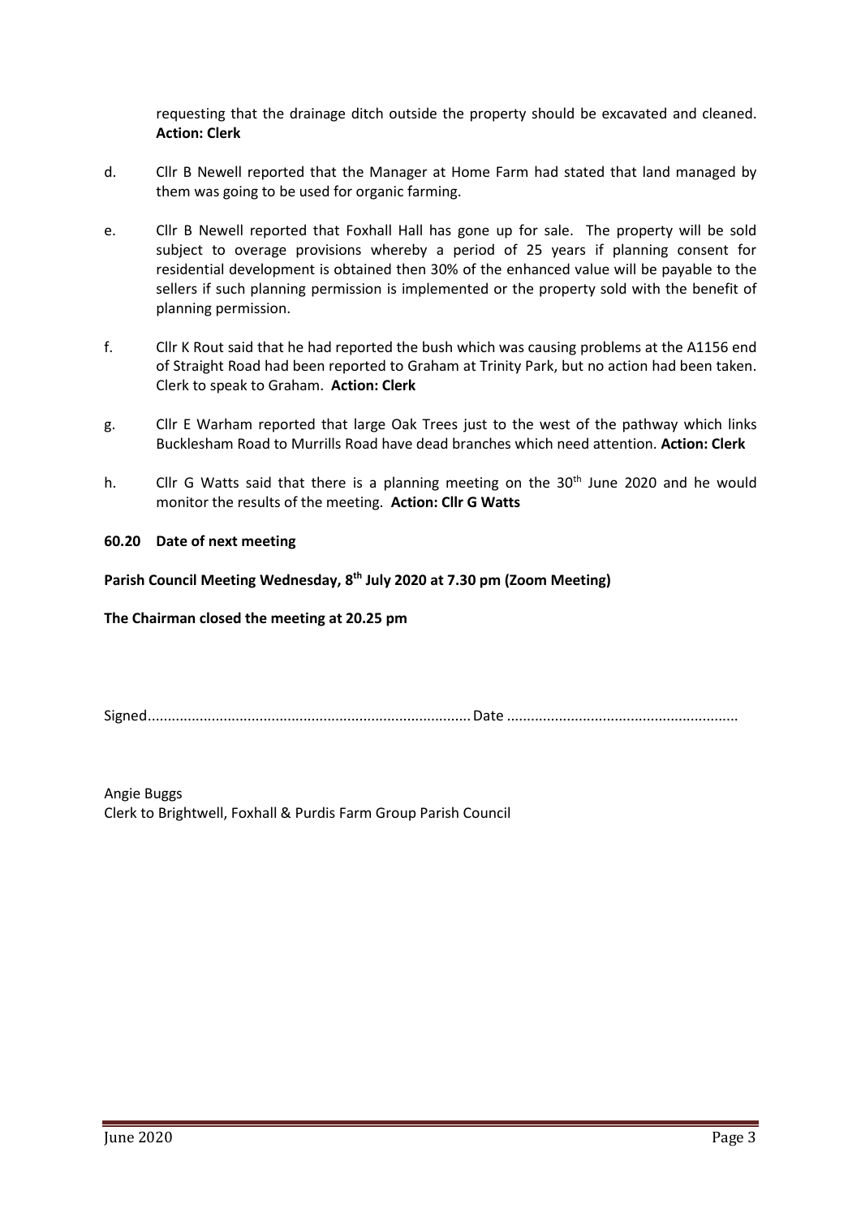requesting that the drainage ditch outside the property should be excavated and cleaned. **Action: Clerk**

d. Cllr B Newell reported that the Manager at Home Farm had stated that land managed by them was going to be used for organic farming.

e. Cllr B Newell reported that Foxhall Hall has gone up for sale. The property will be sold subject to overage provisions whereby a period of 25 years if planning consent for residential development is obtained then 30% of the enhanced value will be payable to the sellers if such planning permission is implemented or the property sold with the benefit of planning permission.

f. Cllr K Rout said that he had reported the bush which was causing problems at the A1156 end of Straight Road had been reported to Graham at Trinity Park, but no action had been taken. Clerk to speak to Graham. **Action: Clerk**

g. Cllr E Warham reported that large Oak Trees just to the west of the pathway which links Bucklesham Road to Murrills Road have dead branches which need attention. **Action: Clerk**

h. Cllr G Watts said that there is a planning meeting on the 30th June 2020 and he would monitor the results of the meeting. **Action: Cllr G Watts**

**60.20 Date of next meeting**

**Parish Council Meeting Wednesday, 8th July 2020 at 7.30 pm (Zoom Meeting)**

**The Chairman closed the meeting at 20.25 pm**

Signed................................................................................ Date .........................................................

Angie Buggs
Clerk to Brightwell, Foxhall & Purdis Farm Group Parish Council